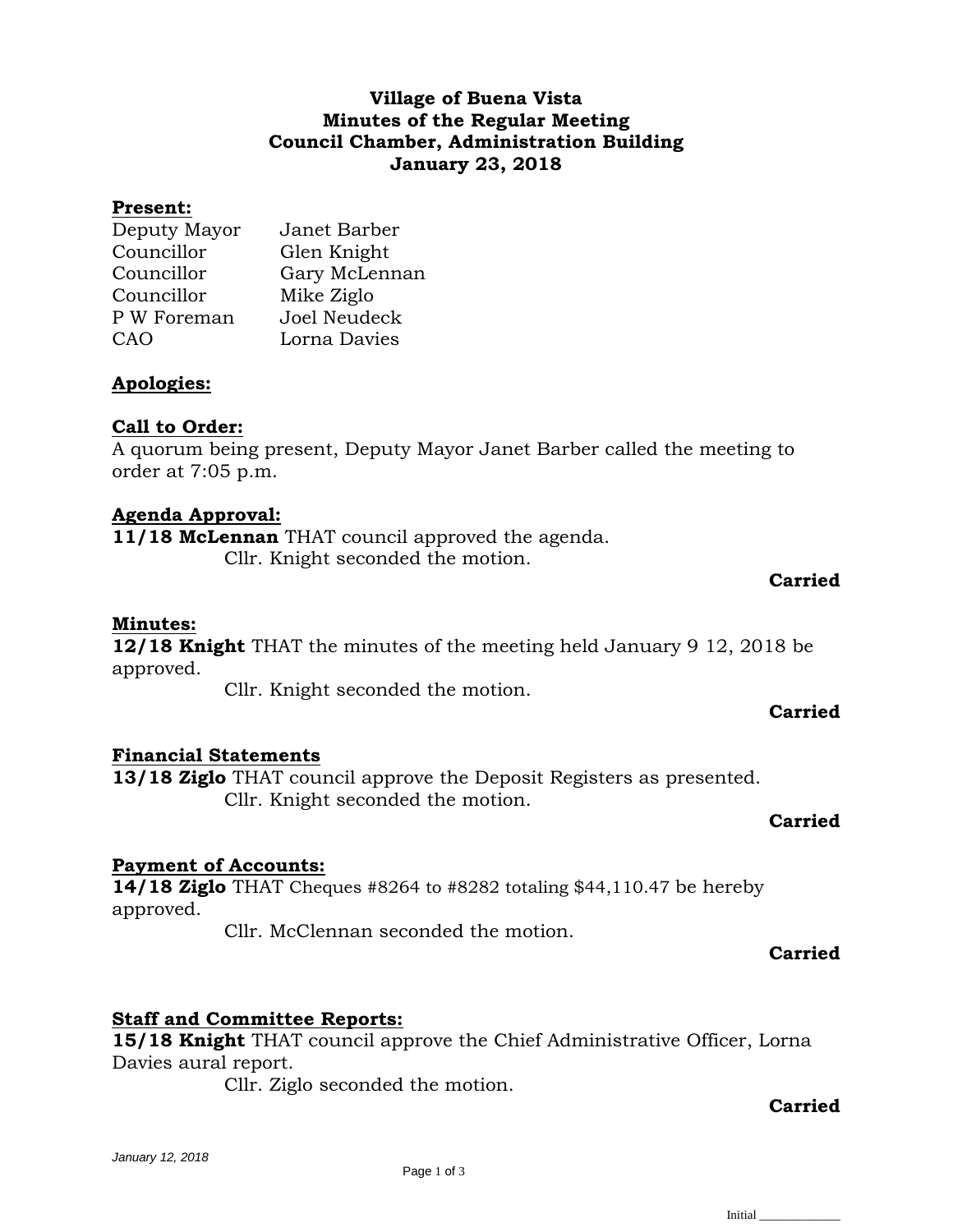**Village of Buena Vista**
**Minutes of the Regular Meeting**
**Council Chamber, Administration Building**
**January 23, 2018**

**Present:**

| | |
|---|---|
| Deputy Mayor | Janet Barber |
| Councillor | Glen Knight |
| Councillor | Gary McLennan |
| Councillor | Mike Ziglo |
| P W Foreman | Joel Neudeck |
| CAO | Lorna Davies |

**Apologies:**

**Call to Order:**
A quorum being present, Deputy Mayor Janet Barber called the meeting to order at 7:05 p.m.

**Agenda Approval:**
**11/18 McLennan** THAT council approved the agenda.
Cllr. Knight seconded the motion.

**Carried**

**Minutes:**
**12/18 Knight** THAT the minutes of the meeting held January 9 12, 2018 be approved.
Cllr. Knight seconded the motion.

**Carried**

**Financial Statements**
**13/18 Ziglo** THAT council approve the Deposit Registers as presented.
Cllr. Knight seconded the motion.

**Carried**

**Payment of Accounts:**
**14/18 Ziglo** THAT Cheques #8264 to #8282 totaling $44,110.47 be hereby approved.
Cllr. McClennan seconded the motion.

**Carried**

**Staff and Committee Reports:**
**15/18 Knight** THAT council approve the Chief Administrative Officer, Lorna Davies aural report.
Cllr. Ziglo seconded the motion.

**Carried**

*January 12, 2018*

Initial ____________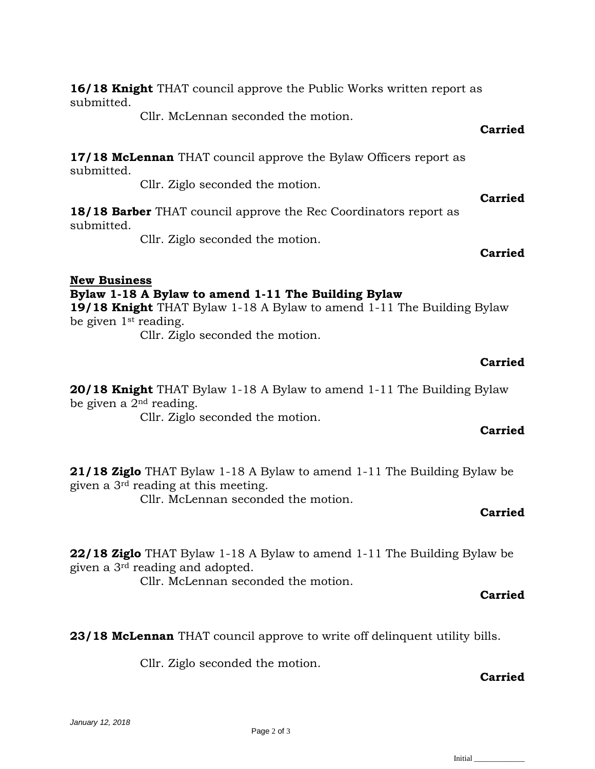**16/18 Knight** THAT council approve the Public Works written report as submitted.

Cllr. McLennan seconded the motion.

**Carried**

**17/18 McLennan** THAT council approve the Bylaw Officers report as submitted.

Cllr. Ziglo seconded the motion.

**Carried**

**18/18 Barber** THAT council approve the Rec Coordinators report as submitted.

Cllr. Ziglo seconded the motion.

**Carried**

**New Business**

**Bylaw 1-18 A Bylaw to amend 1-11 The Building Bylaw**

**19/18 Knight** THAT Bylaw 1-18 A Bylaw to amend 1-11 The Building Bylaw be given 1st reading.

Cllr. Ziglo seconded the motion.

**Carried**

**20/18 Knight** THAT Bylaw 1-18 A Bylaw to amend 1-11 The Building Bylaw be given a 2nd reading.

Cllr. Ziglo seconded the motion.

**Carried**

**21/18 Ziglo** THAT Bylaw 1-18 A Bylaw to amend 1-11 The Building Bylaw be given a 3rd reading at this meeting.

Cllr. McLennan seconded the motion.

**Carried**

**22/18 Ziglo** THAT Bylaw 1-18 A Bylaw to amend 1-11 The Building Bylaw be given a 3rd reading and adopted.

Cllr. McLennan seconded the motion.

**Carried**

**23/18 McLennan** THAT council approve to write off delinquent utility bills.

Cllr. Ziglo seconded the motion.

**Carried**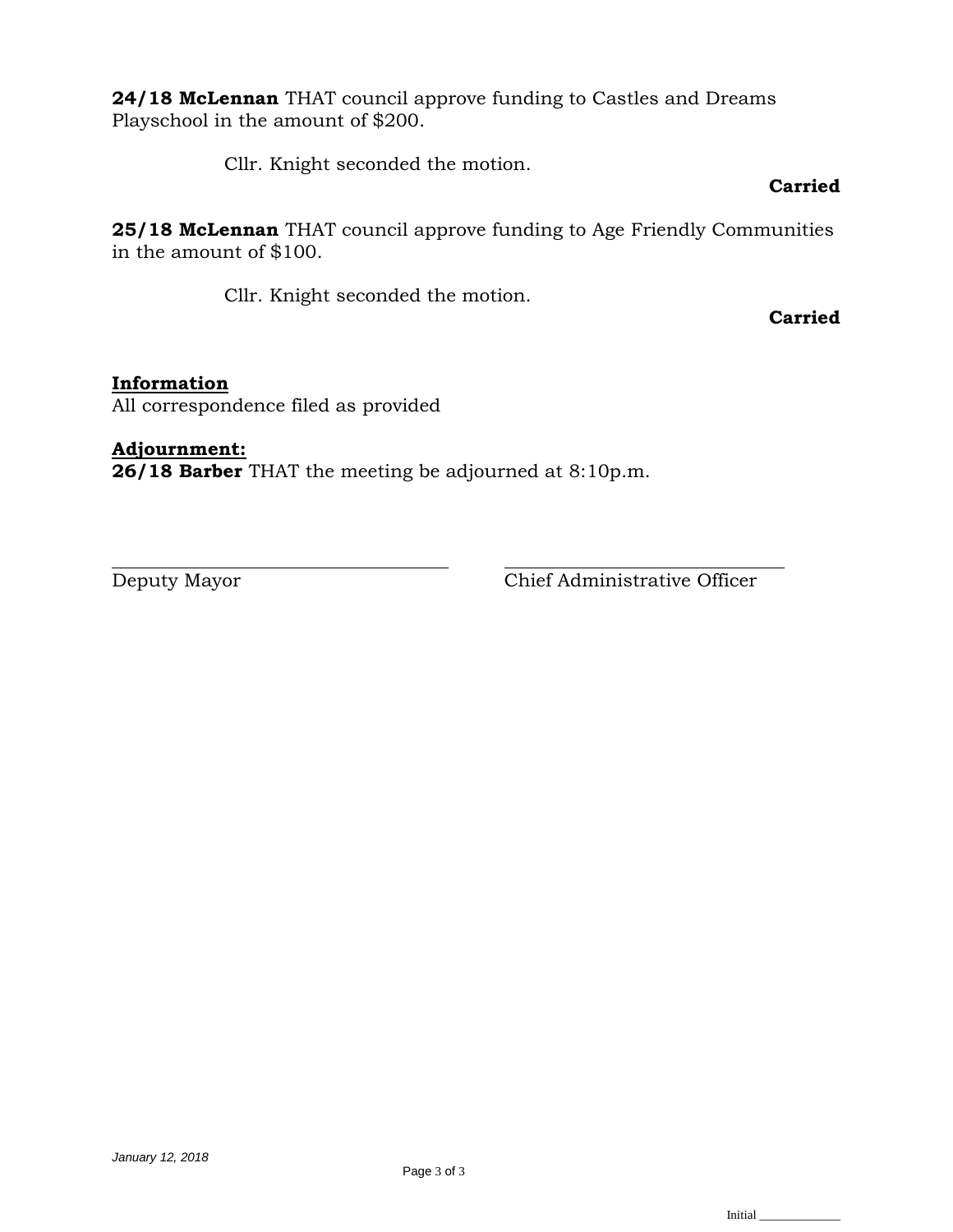**24/18 McLennan** THAT council approve funding to Castles and Dreams Playschool in the amount of $200.

Cllr. Knight seconded the motion.

**Carried**

**25/18 McLennan** THAT council approve funding to Age Friendly Communities in the amount of $100.

Cllr. Knight seconded the motion.

**Carried**

**Information**

All correspondence filed as provided

**Adjournment:**

**26/18 Barber** THAT the meeting be adjourned at 8:10p.m.

Deputy Mayor

Chief Administrative Officer

*January 12, 2018*

Initial ____________